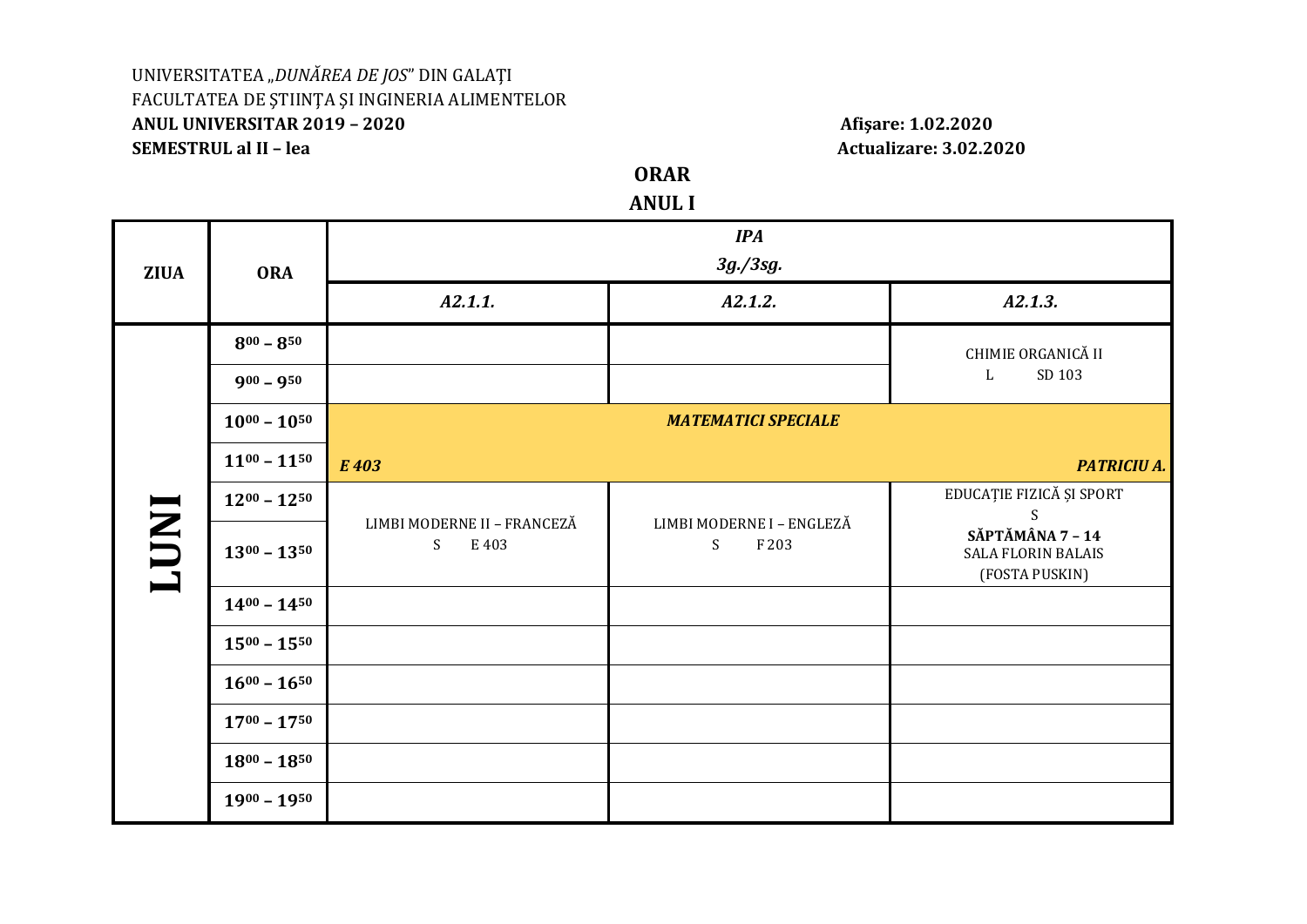UNIVERSITATEA „*DUNĂREA DE JOS*" DIN GALAŢI
FACULTATEA DE ŞTIINŢA ŞI INGINERIA ALIMENTELOR
**ANUL UNIVERSITAR 2019 – 2020**
**SEMESTRUL al II – lea**

**Afişare: 1.02.2020**
**Actualizare: 3.02.2020**

## ORAR
## ANUL I

| ZIUA | ORA | *IPA* *3g./3sg.* | | |
|---|---|---|---|---|
| | | *A2.1.1.* | *A2.1.2.* | *A2.1.3.* |
| **LUNI** | $8^{00} – 8^{50}$ | | | CHIMIE ORGANICĂ II L SD 103 |
| | $9^{00} – 9^{50}$ | | | |
| | $10^{00} – 10^{50}$ | ***MATEMATICI SPECIALE*** | | |
| | $11^{00} – 11^{50}$ | ***E 403*** | | ***PATRICIU A.*** |
| | $12^{00} – 12^{50}$ | LIMBI MODERNE II – FRANCEZĂ S E 403 | LIMBI MODERNE I – ENGLEZĂ S F203 | EDUCAŢIE FIZICĂ ŞI SPORT S **SĂPTĂMÂNA 7 – 14** SALA FLORIN BALAIS (FOSTA PUSKIN) |
| | $13^{00} – 13^{50}$ | | | |
| | $14^{00} – 14^{50}$ | | | |
| | $15^{00} – 15^{50}$ | | | |
| | $16^{00} – 16^{50}$ | | | |
| | $17^{00} – 17^{50}$ | | | |
| | $18^{00} – 18^{50}$ | | | |
| | $19^{00} – 19^{50}$ | | | |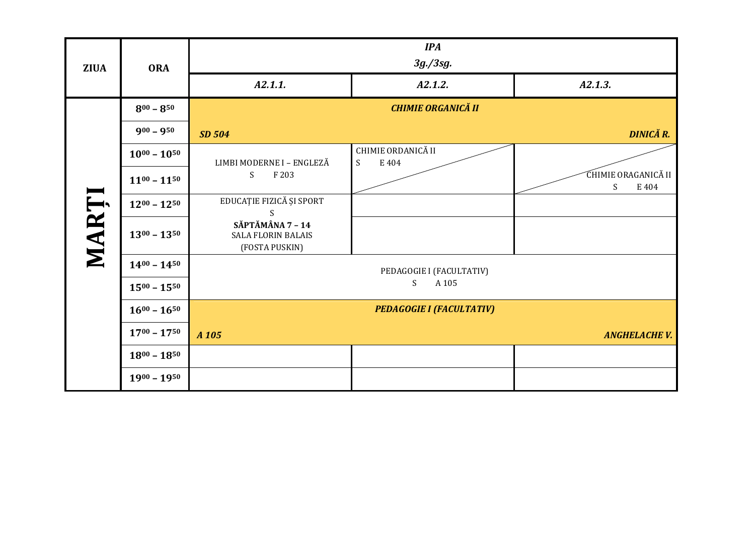| ZIUA | ORA | *IPA* *3g./3sg.* | | |
|---|---|---|---|---|
| | | *A2.1.1.* | *A2.1.2.* | *A2.1.3.* |
| **MARȚI** | **$8^{00}$ – $8^{50}$** | ***CHIMIE ORGANICĂ II*** | | |
| | **$9^{00}$ – $9^{50}$** | ***SD 504*** | | ***DINICĂ R.*** |
| | **$10^{00}$ – $10^{50}$** | LIMBI MODERNE I – ENGLEZĂ S F 203 | CHIMIE ORDANICĂ II S E 404 | |
| | **$11^{00}$ – $11^{50}$** | | | CHIMIE ORAGANICĂ II S E 404 |
| | **$12^{00}$ – $12^{50}$** | EDUCAȚIE FIZICĂ ȘI SPORT S | | |
| | **$13^{00}$ – $13^{50}$** | **SĂPTĂMÂNA 7 – 14** SALA FLORIN BALAIS (FOSTA PUSKIN) | | |
| | **$14^{00}$ – $14^{50}$** | PEDAGOGIE I (FACULTATIV) S A 105 | | |
| | **$15^{00}$ – $15^{50}$** | | | |
| | **$16^{00}$ – $16^{50}$** | ***PEDAGOGIE I (FACULTATIV)*** | | |
| | **$17^{00}$ – $17^{50}$** | ***A 105*** | | ***ANGHELACHE V.*** |
| | **$18^{00}$ – $18^{50}$** | | | |
| | **$19^{00}$ – $19^{50}$** | | | |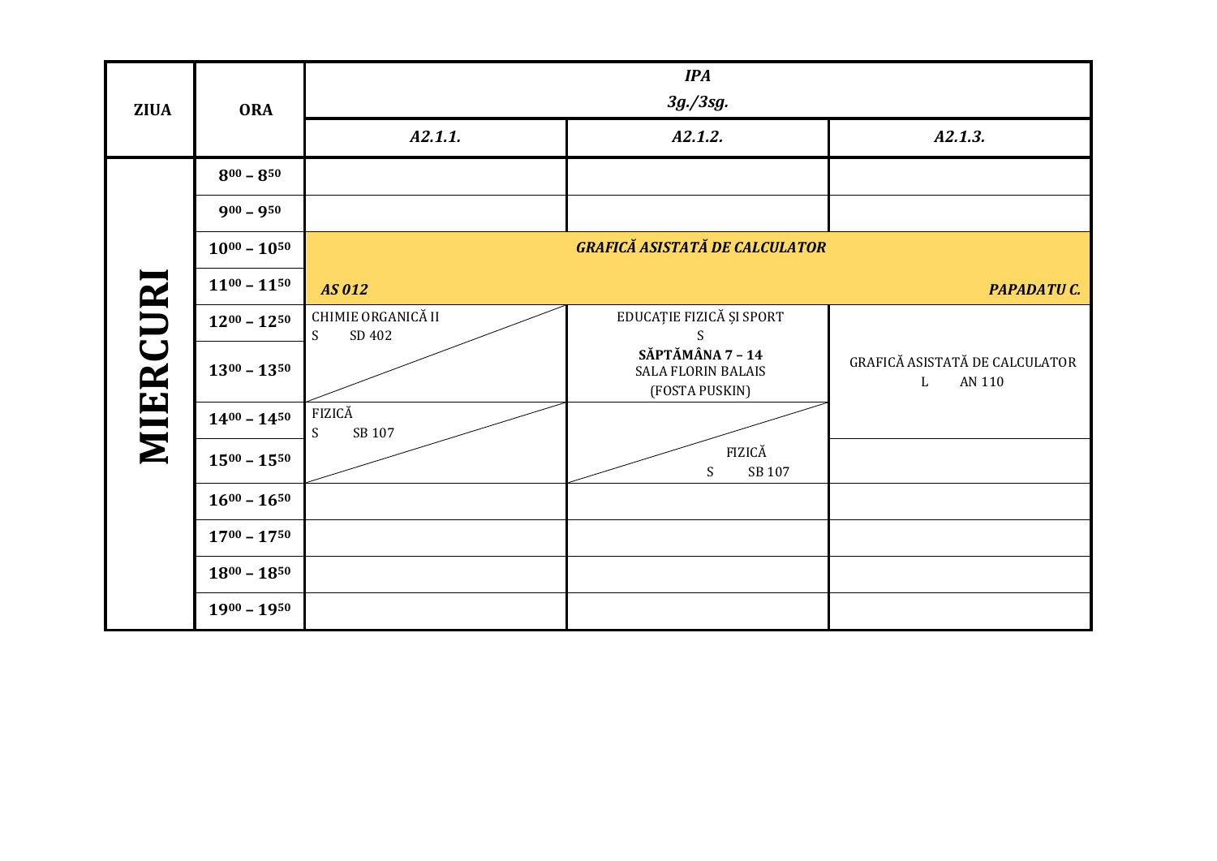| ZIUA | ORA | *IPA* *3g./3sg.* | | |
|---|---|---|---|---|
| | | *A2.1.1.* | *A2.1.2.* | *A2.1.3.* |
| **MIERCURI** | **$8^{00} – 8^{50}$** | | | |
| | **$9^{00} – 9^{50}$** | | | |
| | **$10^{00} – 10^{50}$** | ***GRAFICĂ ASISTATĂ DE CALCULATOR*** | | |
| | **$11^{00} – 11^{50}$** | ***AS 012*** | | ***PAPADATU C.*** |
| | **$12^{00} – 12^{50}$** | CHIMIE ORGANICĂ II S SD 402 | EDUCAȚIE FIZICĂ ȘI SPORT S **SĂPTĂMÂNA 7 – 14** SALA FLORIN BALAIS (FOSTA PUSKIN) | GRAFICĂ ASISTATĂ DE CALCULATOR L AN 110 |
| | **$13^{00} – 13^{50}$** | | | |
| | **$14^{00} – 14^{50}$** | FIZICĂ S SB 107 | | |
| | **$15^{00} – 15^{50}$** | | FIZICĂ S SB 107 | |
| | **$16^{00} – 16^{50}$** | | | |
| | **$17^{00} – 17^{50}$** | | | |
| | **$18^{00} – 18^{50}$** | | | |
| | **$19^{00} – 19^{50}$** | | | |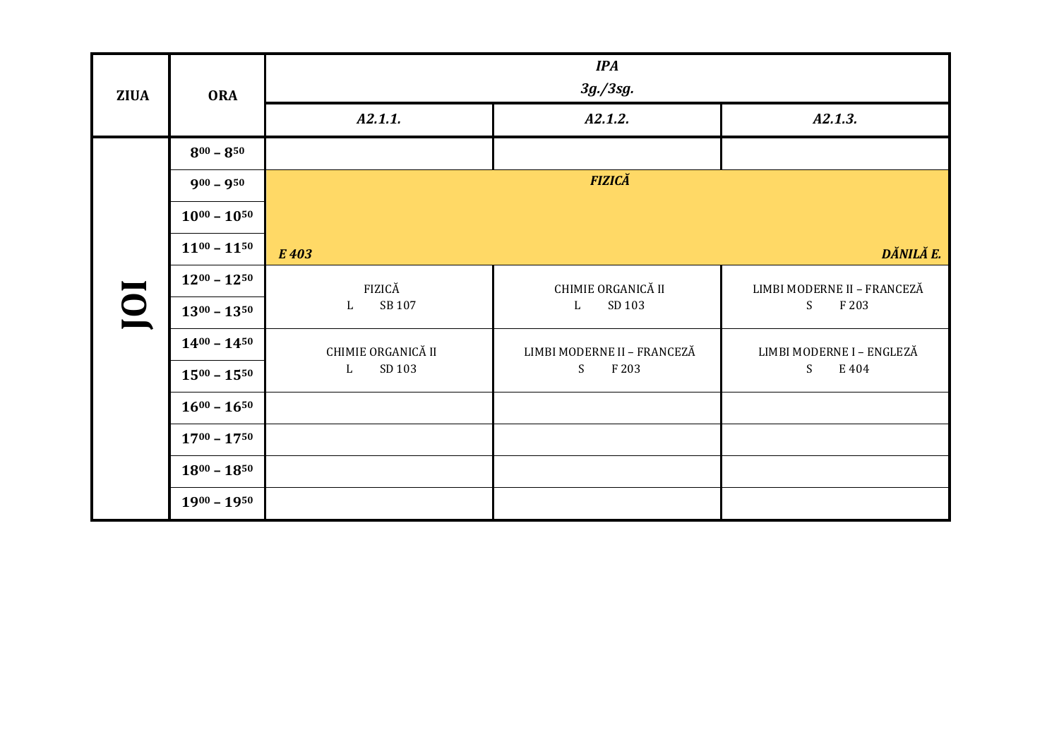| ZIUA | ORA | *IPA* *3g./3sg.* | | |
|---|---|---|---|---|
| | | ***A2.1.1.*** | ***A2.1.2.*** | ***A2.1.3.*** |
| **JOI** | **$8^{00}$ – $8^{50}$** | | | |
| | **$9^{00}$ – $9^{50}$** | ***FIZICĂ*** *E 403* ***DĂNILĂ E.*** | | |
| | **$10^{00}$ – $10^{50}$** | | | |
| | **$11^{00}$ – $11^{50}$** | | | |
| | **$12^{00}$ – $12^{50}$** | FIZICĂ L SB 107 | CHIMIE ORGANICĂ II L SD 103 | LIMBI MODERNE II – FRANCEZĂ S F 203 |
| | **$13^{00}$ – $13^{50}$** | | | |
| | **$14^{00}$ – $14^{50}$** | CHIMIE ORGANICĂ II L SD 103 | LIMBI MODERNE II – FRANCEZĂ S F 203 | LIMBI MODERNE I – ENGLEZĂ S E 404 |
| | **$15^{00}$ – $15^{50}$** | | | |
| | **$16^{00}$ – $16^{50}$** | | | |
| | **$17^{00}$ – $17^{50}$** | | | |
| | **$18^{00}$ – $18^{50}$** | | | |
| | **$19^{00}$ – $19^{50}$** | | | |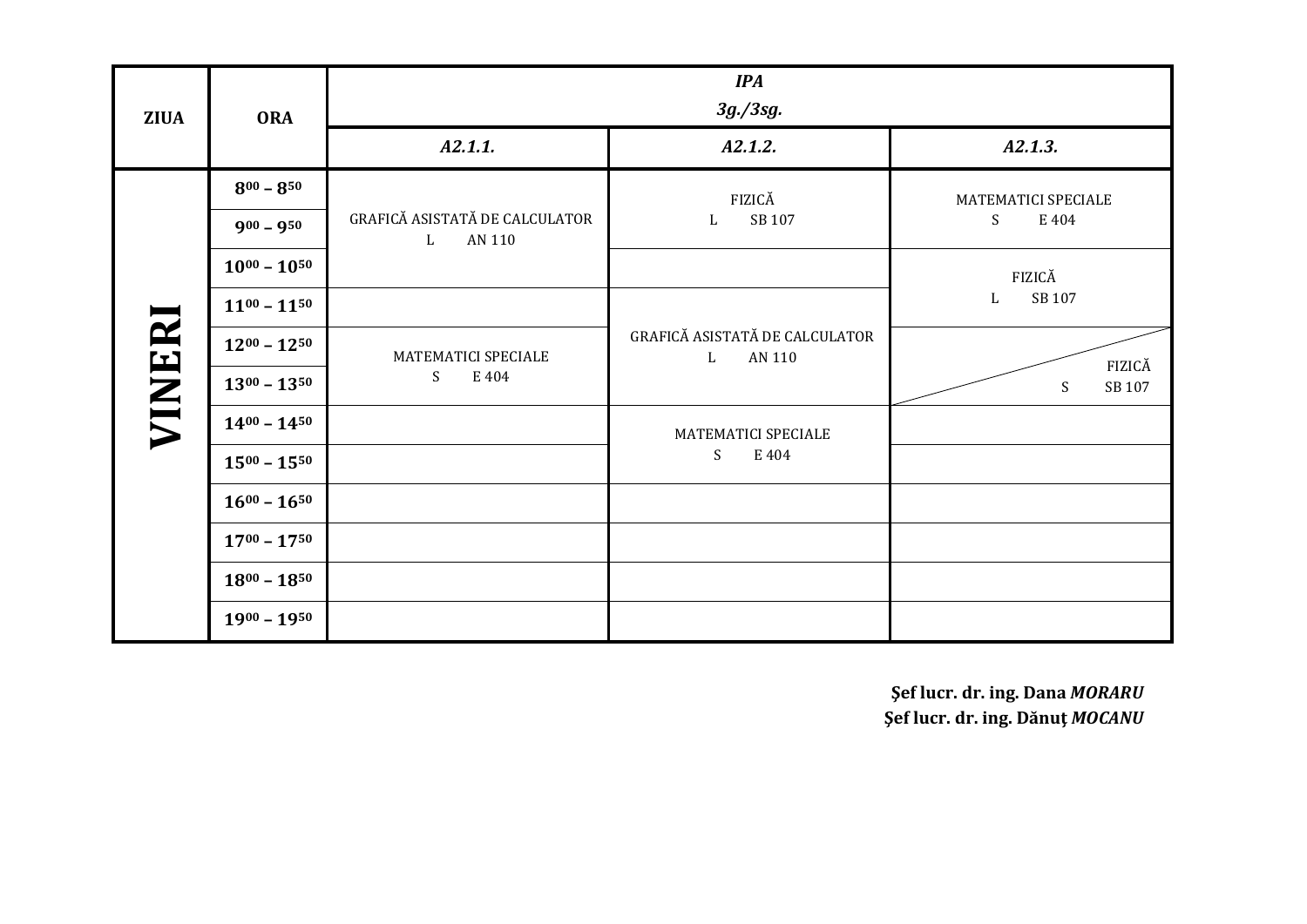| ZIUA | ORA | IPA 3g./3sg. | | |
|---|---|---|---|---|
| | | ***A2.1.1.*** | ***A2.1.2.*** | ***A2.1.3.*** |
| **VINERI** | **8⁰⁰ – 8⁵⁰** | GRAFICĂ ASISTATĂ DE CALCULATOR L AN 110 | FIZICĂ L SB 107 | MATEMATICI SPECIALE S E 404 |
| | **9⁰⁰ – 9⁵⁰** | | | |
| | **10⁰⁰ – 10⁵⁰** | | | FIZICĂ L SB 107 |
| | **11⁰⁰ – 11⁵⁰** | | GRAFICĂ ASISTATĂ DE CALCULATOR L AN 110 | |
| | **12⁰⁰ – 12⁵⁰** | MATEMATICI SPECIALE S E 404 | | / FIZICĂ S SB 107 |
| | **13⁰⁰ – 13⁵⁰** | | | |
| | **14⁰⁰ – 14⁵⁰** | | MATEMATICI SPECIALE S E 404 | |
| | **15⁰⁰ – 15⁵⁰** | | | |
| | **16⁰⁰ – 16⁵⁰** | | | |
| | **17⁰⁰ – 17⁵⁰** | | | |
| | **18⁰⁰ – 18⁵⁰** | | | |
| | **19⁰⁰ – 19⁵⁰** | | | |

**Şef lucr. dr. ing. Dana *MORARU***
**Şef lucr. dr. ing. Dănuţ *MOCANU***